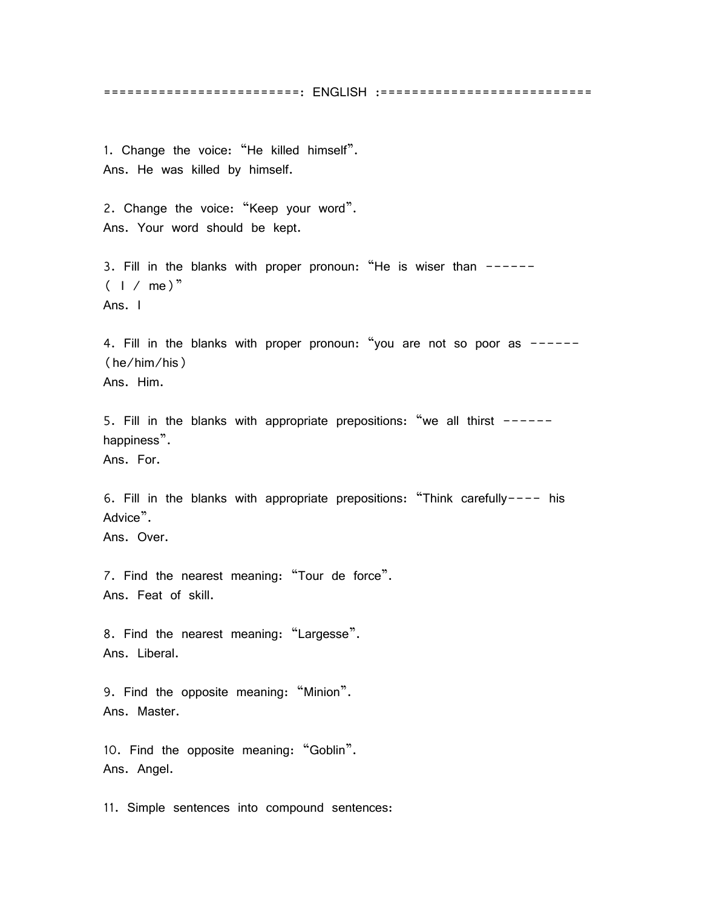=========================: ENGLISH :===========================

1. Change the voice: “He killed himself”.
Ans. He was killed by himself.

2. Change the voice: “Keep your word”.
Ans. Your word should be kept.

3. Fill in the blanks with proper pronoun: “He is wiser than ------
( I / me)”
Ans. I

4. Fill in the blanks with proper pronoun: “you are not so poor as ------
(he/him/his)
Ans. Him.

5. Fill in the blanks with appropriate prepositions: “we all thirst ------
happiness”.
Ans. For.

6. Fill in the blanks with appropriate prepositions: “Think carefully---- his
Advice”.
Ans. Over.

7. Find the nearest meaning: “Tour de force”.
Ans. Feat of skill.

8. Find the nearest meaning: “Largesse”.
Ans. Liberal.

9. Find the opposite meaning: “Minion”.
Ans. Master.

10. Find the opposite meaning: “Goblin”.
Ans. Angel.

11. Simple sentences into compound sentences: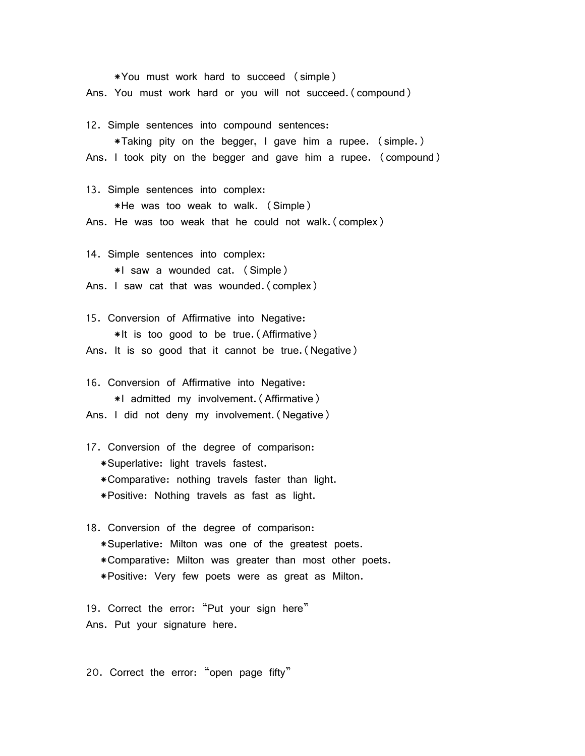*You must work hard to succeed (simple)

Ans. You must work hard or you will not succeed.(compound)

12. Simple sentences into compound sentences:

    *Taking pity on the begger, I gave him a rupee. (simple.)

Ans. I took pity on the begger and gave him a rupee. (compound)

13. Simple sentences into complex:

    *He was too weak to walk. (Simple)

Ans. He was too weak that he could not walk.(complex)

14. Simple sentences into complex:

    *I saw a wounded cat. (Simple)

Ans. I saw cat that was wounded.(complex)

15. Conversion of Affirmative into Negative:

    *It is too good to be true.(Affirmative)

Ans. It is so good that it cannot be true.(Negative)

16. Conversion of Affirmative into Negative:

    *I admitted my involvement.(Affirmative)

Ans. I did not deny my involvement.(Negative)

17. Conversion of the degree of comparison:

*Superlative: light travels fastest.

*Comparative: nothing travels faster than light.

*Positive: Nothing travels as fast as light.

18. Conversion of the degree of comparison:

*Superlative: Milton was one of the greatest poets.

*Comparative: Milton was greater than most other poets.

*Positive: Very few poets were as great as Milton.

19. Correct the error: "Put your sign here"

Ans. Put your signature here.

20. Correct the error: "open page fifty"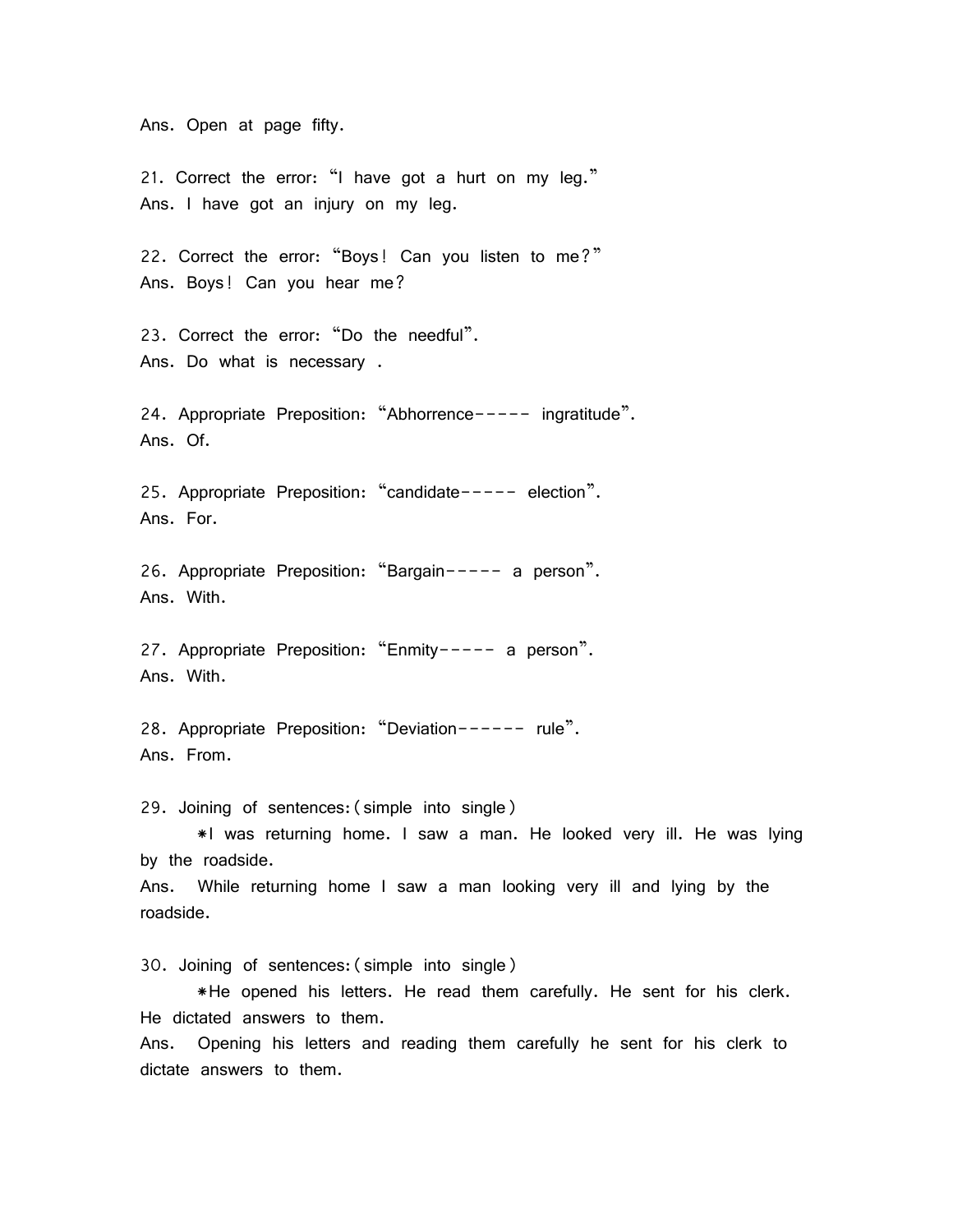Ans. Open at page fifty.

21. Correct the error: “I have got a hurt on my leg.”
Ans. I have got an injury on my leg.

22. Correct the error: “Boys! Can you listen to me?”
Ans. Boys! Can you hear me?

23. Correct the error: “Do the needful”.
Ans. Do what is necessary .

24. Appropriate Preposition: “Abhorrence----- ingratitude”.
Ans. Of.

25. Appropriate Preposition: “candidate----- election”.
Ans. For.

26. Appropriate Preposition: “Bargain----- a person”.
Ans. With.

27. Appropriate Preposition: “Enmity----- a person”.
Ans. With.

28. Appropriate Preposition: “Deviation------ rule”.
Ans. From.

29. Joining of sentences:(simple into single)

*I was returning home. I saw a man. He looked very ill. He was lying by the roadside.

Ans. While returning home I saw a man looking very ill and lying by the roadside.

30. Joining of sentences:(simple into single)

*He opened his letters. He read them carefully. He sent for his clerk. He dictated answers to them.

Ans. Opening his letters and reading them carefully he sent for his clerk to dictate answers to them.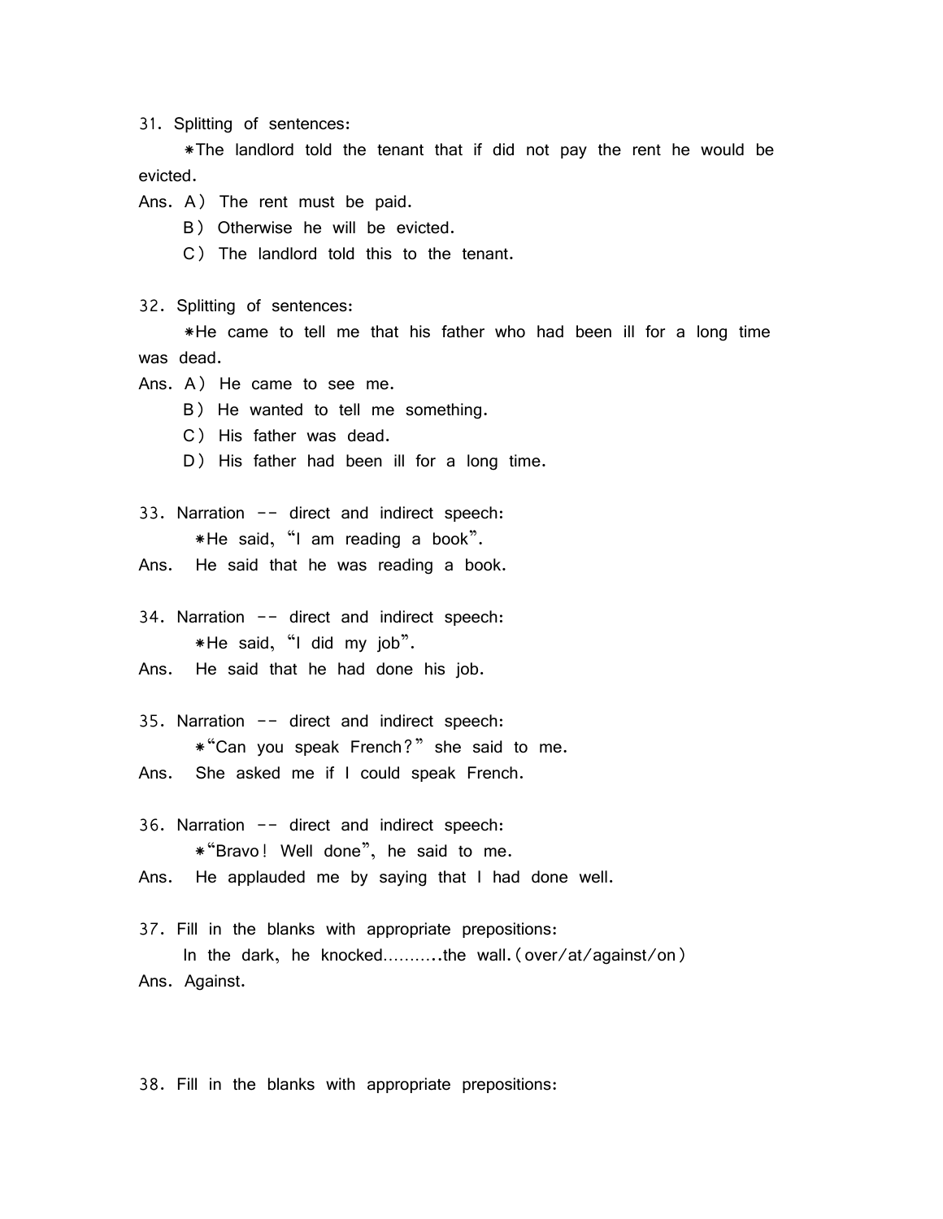31. Splitting of sentences:

*The landlord told the tenant that if did not pay the rent he would be evicted.

Ans. A) The rent must be paid.

B) Otherwise he will be evicted.

C) The landlord told this to the tenant.

32. Splitting of sentences:

*He came to tell me that his father who had been ill for a long time was dead.

Ans. A) He came to see me.

B) He wanted to tell me something.

C) His father was dead.

D) His father had been ill for a long time.

33. Narration -- direct and indirect speech:

*He said, "I am reading a book".

Ans. He said that he was reading a book.

34. Narration -- direct and indirect speech:

*He said, "I did my job".

Ans. He said that he had done his job.

35. Narration -- direct and indirect speech:

*"Can you speak French?" she said to me.

Ans. She asked me if I could speak French.

36. Narration -- direct and indirect speech:

*"Bravo! Well done", he said to me.

Ans. He applauded me by saying that I had done well.

37. Fill in the blanks with appropriate prepositions:

In the dark, he knocked..........the wall.(over/at/against/on)

Ans. Against.

38. Fill in the blanks with appropriate prepositions: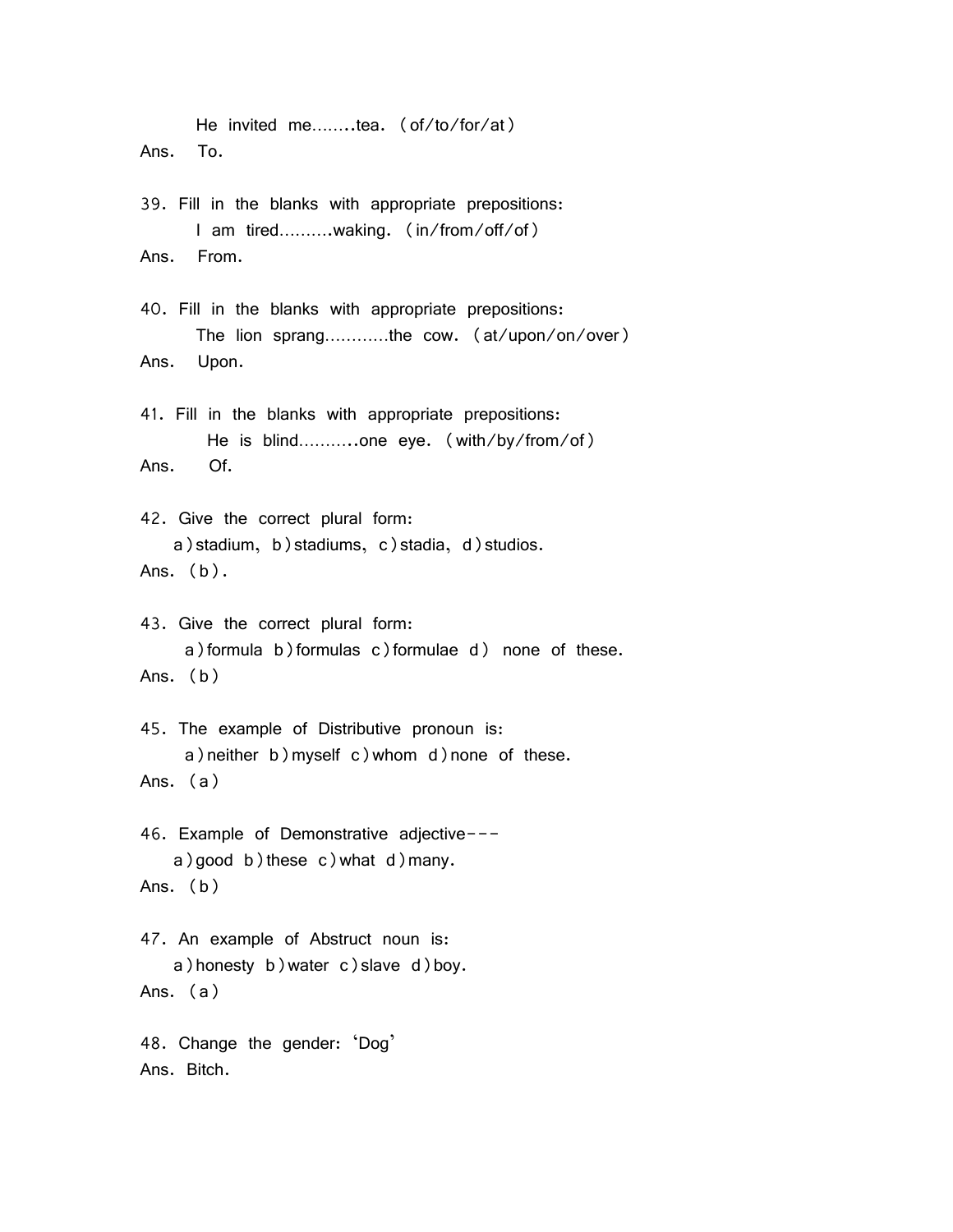He invited me........tea. (of/to/for/at)

Ans. To.

39. Fill in the blanks with appropriate prepositions:

I am tired..........waking. (in/from/off/of)

Ans. From.

40. Fill in the blanks with appropriate prepositions:

The lion sprang............the cow. (at/upon/on/over)

Ans. Upon.

41. Fill in the blanks with appropriate prepositions:

He is blind...........one eye. (with/by/from/of)

Ans. Of.

42. Give the correct plural form:

a) stadium, b) stadiums, c) stadia, d) studios.

Ans. (b).

43. Give the correct plural form:

a) formula b) formulas c) formulae d) none of these.

Ans. (b)

45. The example of Distributive pronoun is:

a) neither b) myself c) whom d) none of these.

Ans. (a)

46. Example of Demonstrative adjective---

a) good b) these c) what d) many.

Ans. (b)

47. An example of Abstruct noun is:

a) honesty b) water c) slave d) boy.

Ans. (a)

48. Change the gender: 'Dog'

Ans. Bitch.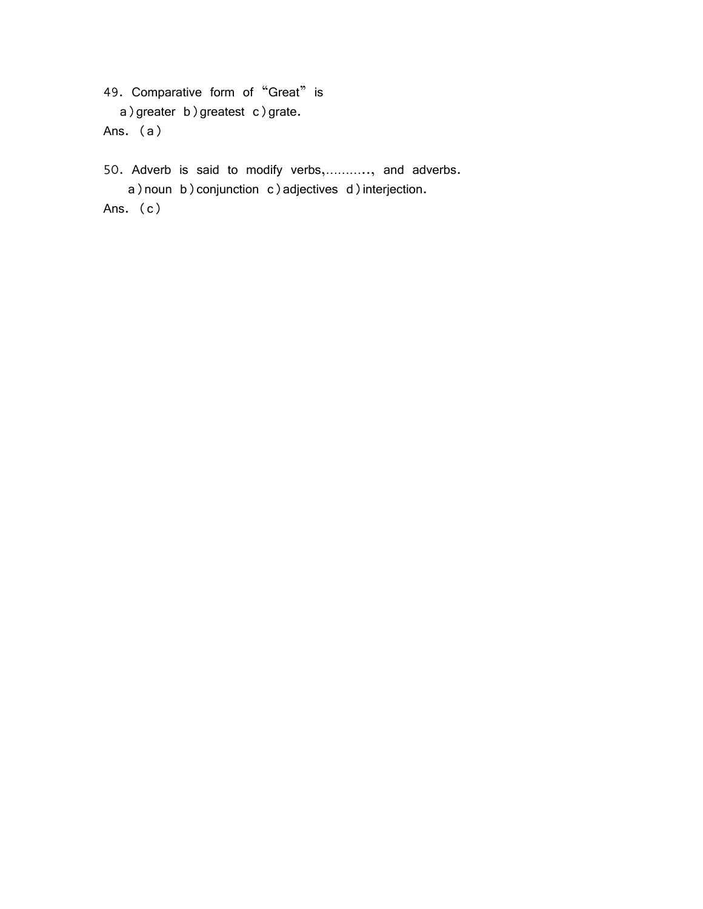49. Comparative form of "Great" is

a) greater b) greatest c) grate.

Ans. (a)

50. Adverb is said to modify verbs,..........., and adverbs.

a) noun b) conjunction c) adjectives d) interjection.

Ans. (c)